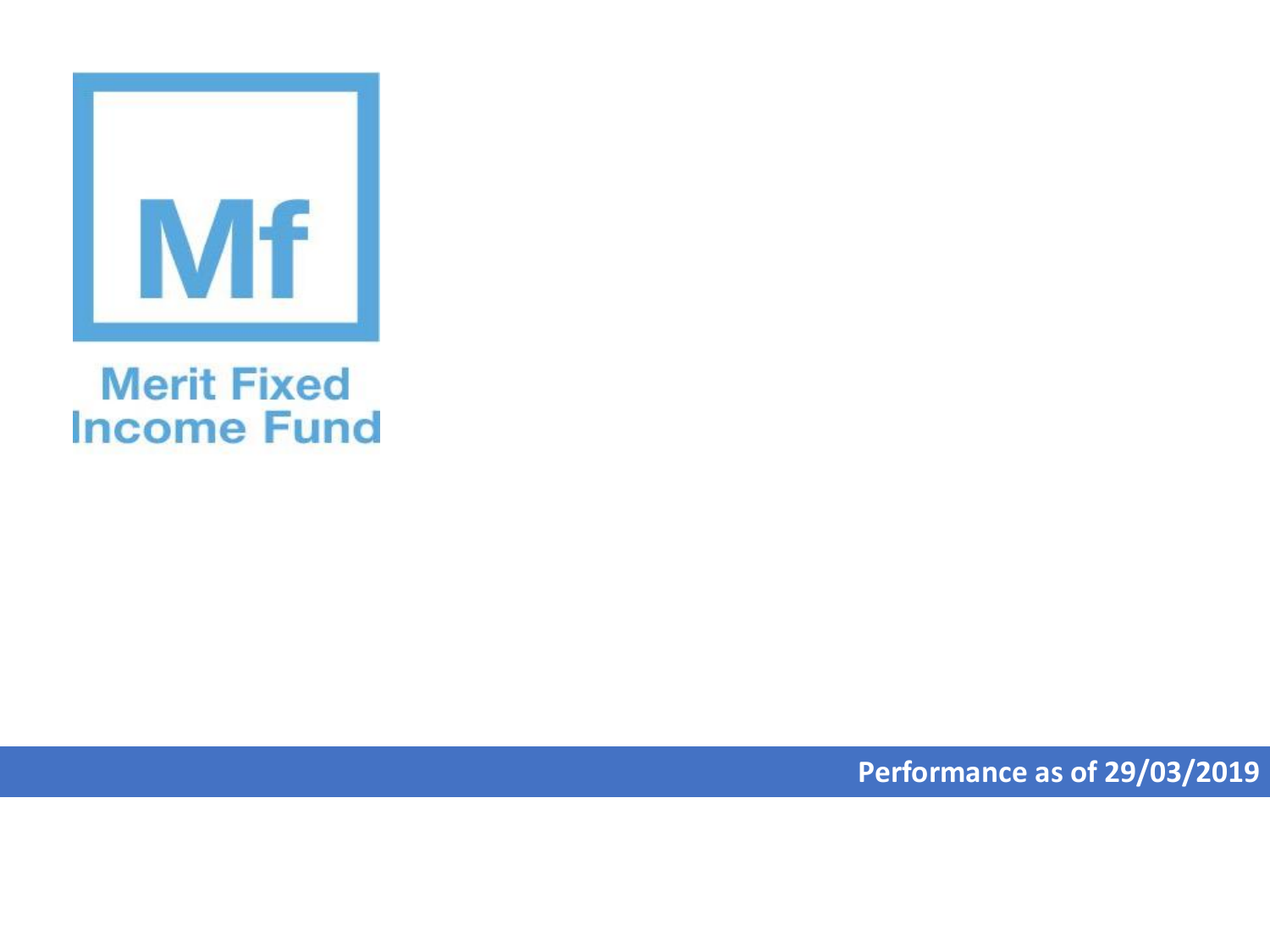Mf

# Merit Fixed Income Fund

**Performance as of 29/03/2019**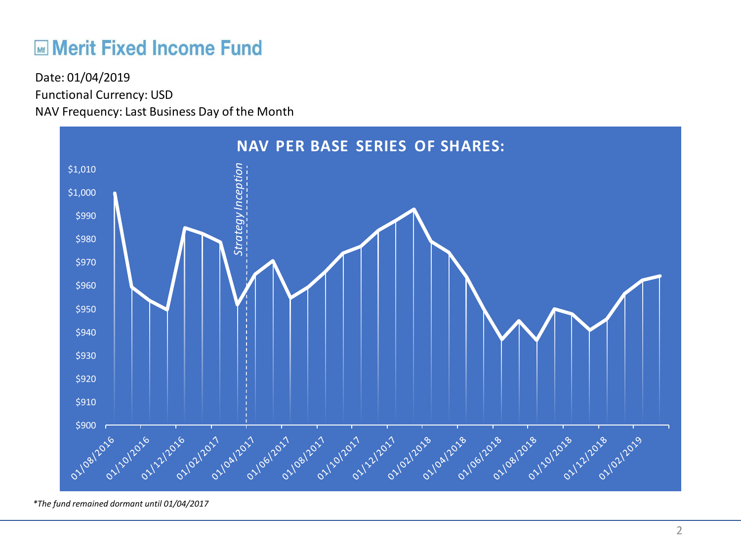# Merit Fixed Income Fund

Date: 01/04/2019

Functional Currency: USD

NAV Frequency: Last Business Day of the Month

**NAV PER BASE SERIES OF SHARES:**

*The fund remained dormant until 01/04/2017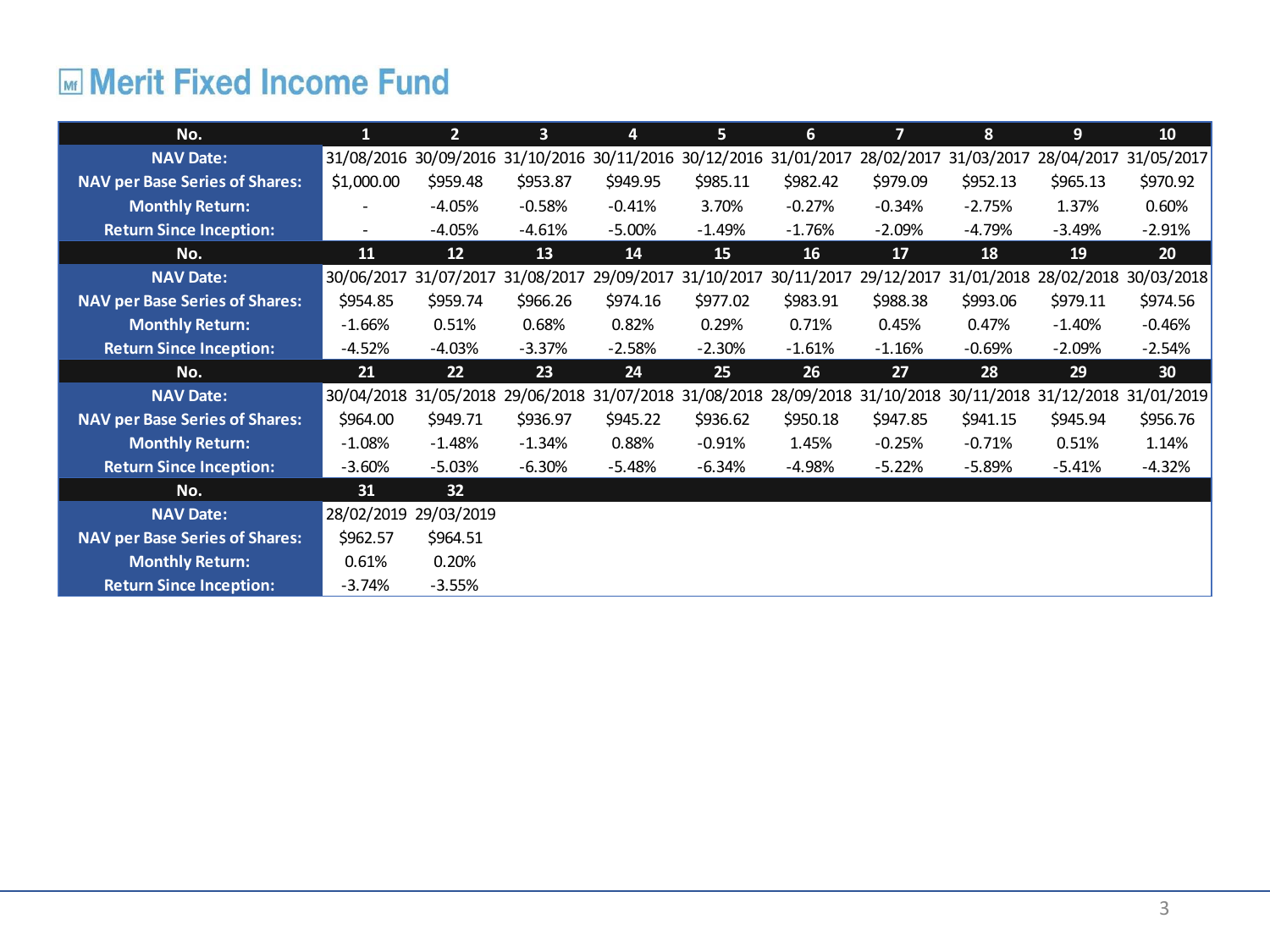# Merit Fixed Income Fund

| No. | 1 | 2 | 3 | 4 | 5 | 6 | 7 | 8 | 9 | 10 |
|---|---|---|---|---|---|---|---|---|---|---|
| NAV Date: | 31/08/2016 | 30/09/2016 | 31/10/2016 | 30/11/2016 | 30/12/2016 | 31/01/2017 | 28/02/2017 | 31/03/2017 | 28/04/2017 | 31/05/2017 |
| NAV per Base Series of Shares: | $1,000.00 | $959.48 | $953.87 | $949.95 | $985.11 | $982.42 | $979.09 | $952.13 | $965.13 | $970.92 |
| Monthly Return: | - | -4.05% | -0.58% | -0.41% | 3.70% | -0.27% | -0.34% | -2.75% | 1.37% | 0.60% |
| Return Since Inception: | - | -4.05% | -4.61% | -5.00% | -1.49% | -1.76% | -2.09% | -4.79% | -3.49% | -2.91% |
| **No.** | **11** | **12** | **13** | **14** | **15** | **16** | **17** | **18** | **19** | **20** |
| NAV Date: | 30/06/2017 | 31/07/2017 | 31/08/2017 | 29/09/2017 | 31/10/2017 | 30/11/2017 | 29/12/2017 | 31/01/2018 | 28/02/2018 | 30/03/2018 |
| NAV per Base Series of Shares: | $954.85 | $959.74 | $966.26 | $974.16 | $977.02 | $983.91 | $988.38 | $993.06 | $979.11 | $974.56 |
| Monthly Return: | -1.66% | 0.51% | 0.68% | 0.82% | 0.29% | 0.71% | 0.45% | 0.47% | -1.40% | -0.46% |
| Return Since Inception: | -4.52% | -4.03% | -3.37% | -2.58% | -2.30% | -1.61% | -1.16% | -0.69% | -2.09% | -2.54% |
| **No.** | **21** | **22** | **23** | **24** | **25** | **26** | **27** | **28** | **29** | **30** |
| NAV Date: | 30/04/2018 | 31/05/2018 | 29/06/2018 | 31/07/2018 | 31/08/2018 | 28/09/2018 | 31/10/2018 | 30/11/2018 | 31/12/2018 | 31/01/2019 |
| NAV per Base Series of Shares: | $964.00 | $949.71 | $936.97 | $945.22 | $936.62 | $950.18 | $947.85 | $941.15 | $945.94 | $956.76 |
| Monthly Return: | -1.08% | -1.48% | -1.34% | 0.88% | -0.91% | 1.45% | -0.25% | -0.71% | 0.51% | 1.14% |
| Return Since Inception: | -3.60% | -5.03% | -6.30% | -5.48% | -6.34% | -4.98% | -5.22% | -5.89% | -5.41% | -4.32% |
| **No.** | **31** | **32** | | | | | | | | |
| NAV Date: | 28/02/2019 | 29/03/2019 | | | | | | | | |
| NAV per Base Series of Shares: | $962.57 | $964.51 | | | | | | | | |
| Monthly Return: | 0.61% | 0.20% | | | | | | | | |
| Return Since Inception: | -3.74% | -3.55% | | | | | | | | |